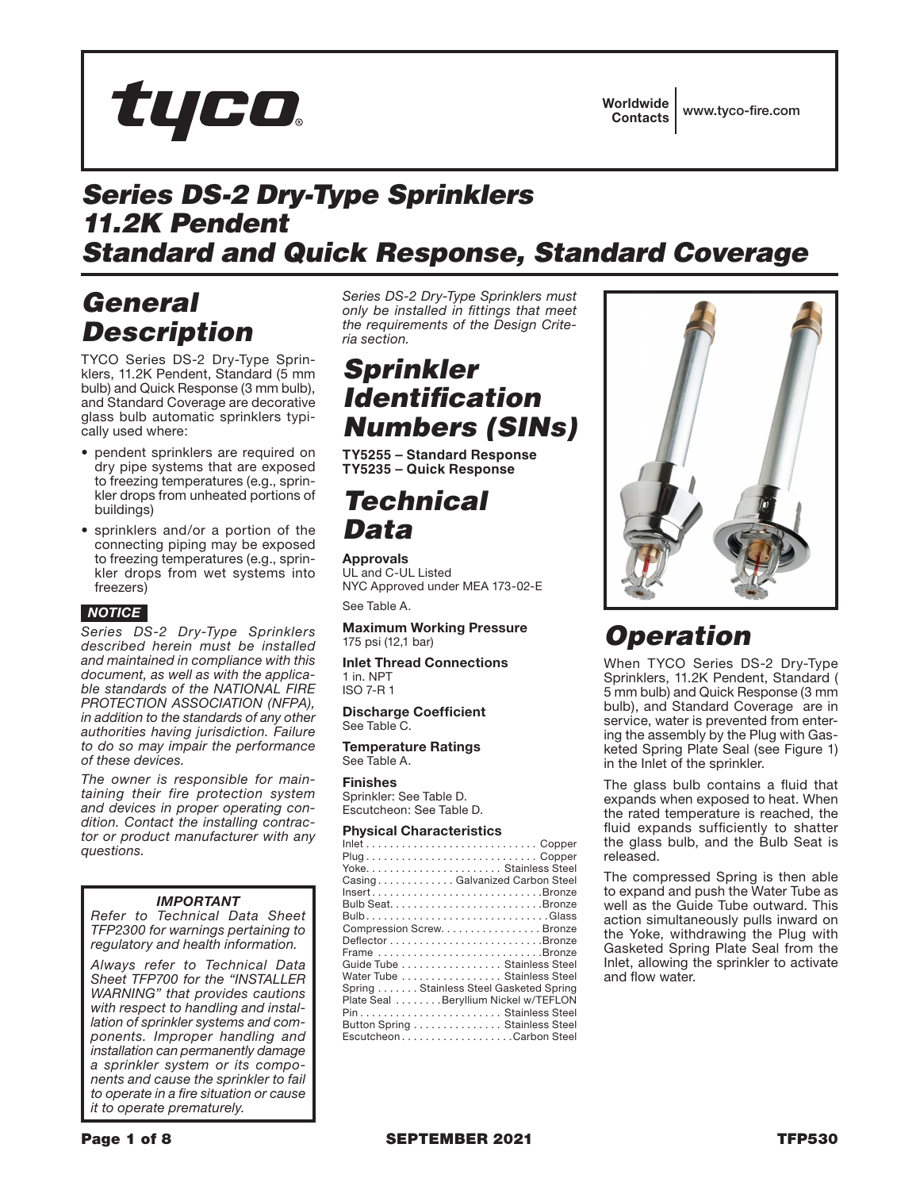tyco

Worldwide Contacts | www.tyco-fire.com

# Series DS-2 Dry-Type Sprinklers 11.2K Pendent Standard and Quick Response, Standard Coverage

## General Description

TYCO Series DS-2 Dry-Type Sprinklers, 11.2K Pendent, Standard (5 mm bulb) and Quick Response (3 mm bulb), and Standard Coverage are decorative glass bulb automatic sprinklers typically used where:

- pendent sprinklers are required on dry pipe systems that are exposed to freezing temperatures (e.g., sprinkler drops from unheated portions of buildings)
- sprinklers and/or a portion of the connecting piping may be exposed to freezing temperatures (e.g., sprinkler drops from wet systems into freezers)

***NOTICE***

*Series DS-2 Dry-Type Sprinklers described herein must be installed and maintained in compliance with this document, as well as with the applicable standards of the NATIONAL FIRE PROTECTION ASSOCIATION (NFPA), in addition to the standards of any other authorities having jurisdiction. Failure to do so may impair the performance of these devices.*

*The owner is responsible for maintaining their fire protection system and devices in proper operating condition. Contact the installing contractor or product manufacturer with any questions.*

> ***IMPORTANT***
>
> *Refer to Technical Data Sheet TFP2300 for warnings pertaining to regulatory and health information.*
>
> *Always refer to Technical Data Sheet TFP700 for the "INSTALLER WARNING" that provides cautions with respect to handling and installation of sprinkler systems and components. Improper handling and installation can permanently damage a sprinkler system or its components and cause the sprinkler to fail to operate in a fire situation or cause it to operate prematurely.*

*Series DS-2 Dry-Type Sprinklers must only be installed in fittings that meet the requirements of the Design Criteria section.*

## Sprinkler Identification Numbers (SINs)

**TY5255 – Standard Response**
**TY5235 – Quick Response**

## Technical Data

**Approvals**
UL and C-UL Listed
NYC Approved under MEA 173-02-E

See Table A.

**Maximum Working Pressure**
175 psi (12,1 bar)

**Inlet Thread Connections**
1 in. NPT
ISO 7-R 1

**Discharge Coefficient**
See Table C.

**Temperature Ratings**
See Table A.

**Finishes**
Sprinkler: See Table D.
Escutcheon: See Table D.

**Physical Characteristics**

| Component | Material |
|---|---|
| Inlet | Copper |
| Plug | Copper |
| Yoke | Stainless Steel |
| Casing | Galvanized Carbon Steel |
| Insert | Bronze |
| Bulb Seat | Bronze |
| Bulb | Glass |
| Compression Screw | Bronze |
| Deflector | Bronze |
| Frame | Bronze |
| Guide Tube | Stainless Steel |
| Water Tube | Stainless Steel |
| Spring | Stainless Steel Gasketed Spring |
| Plate Seal | Beryllium Nickel w/TEFLON |
| Pin | Stainless Steel |
| Button Spring | Stainless Steel |
| Escutcheon | Carbon Steel |

## Operation

When TYCO Series DS-2 Dry-Type Sprinklers, 11.2K Pendent, Standard ( 5 mm bulb) and Quick Response (3 mm bulb), and Standard Coverage are in service, water is prevented from entering the assembly by the Plug with Gasketed Spring Plate Seal (see Figure 1) in the Inlet of the sprinkler.

The glass bulb contains a fluid that expands when exposed to heat. When the rated temperature is reached, the fluid expands sufficiently to shatter the glass bulb, and the Bulb Seat is released.

The compressed Spring is then able to expand and push the Water Tube as well as the Guide Tube outward. This action simultaneously pulls inward on the Yoke, withdrawing the Plug with Gasketed Spring Plate Seal from the Inlet, allowing the sprinkler to activate and flow water.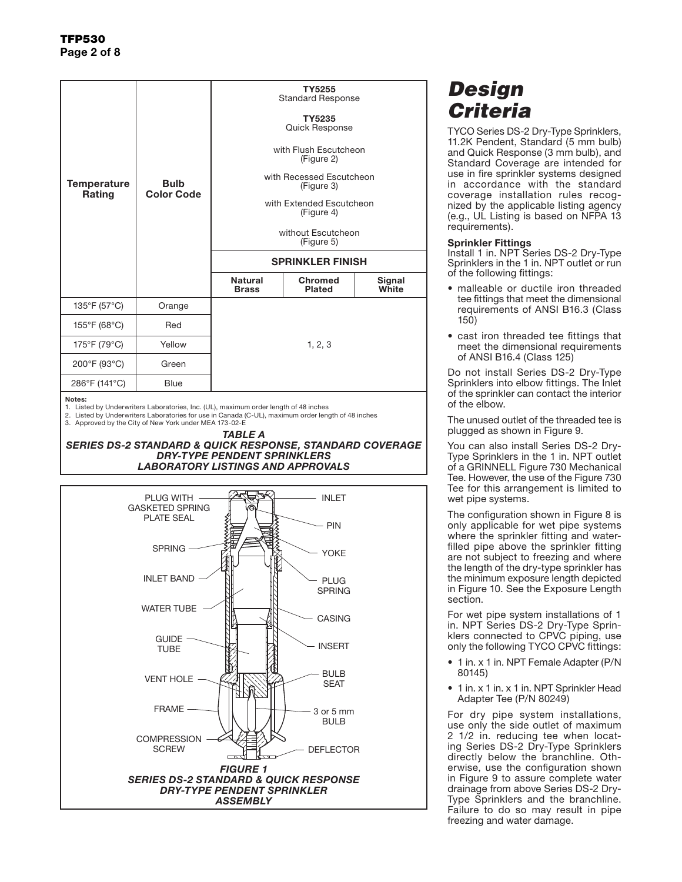| Temperature Rating | Bulb Color Code | TY5255 Standard Response<br><br>TY5235 Quick Response<br><br>with Flush Escutcheon (Figure 2)<br><br>with Recessed Escutcheon (Figure 3)<br><br>with Extended Escutcheon (Figure 4)<br><br>without Escutcheon (Figure 5) | | |
|---|---|---|---|---|
| | | **SPRINKLER FINISH** | | |
| | | **Natural Brass** | **Chromed Plated** | **Signal White** |
| 135°F (57°C) | Orange | 1, 2, 3 | | |
| 155°F (68°C) | Red | | | |
| 175°F (79°C) | Yellow | | | |
| 200°F (93°C) | Green | | | |
| 286°F (141°C) | Blue | | | |

**Notes:**
1. Listed by Underwriters Laboratories, Inc. (UL), maximum order length of 48 inches
2. Listed by Underwriters Laboratories for use in Canada (C-UL), maximum order length of 48 inches
3. Approved by the City of New York under MEA 173-02-E

***TABLE A***
***SERIES DS-2 STANDARD & QUICK RESPONSE, STANDARD COVERAGE DRY-TYPE PENDENT SPRINKLERS LABORATORY LISTINGS AND APPROVALS***

PLUG WITH GASKETED SPRING PLATE SEAL, SPRING, INLET BAND, WATER TUBE, GUIDE TUBE, VENT HOLE, FRAME, COMPRESSION SCREW, INLET, PIN, YOKE, PLUG SPRING, CASING, INSERT, BULB SEAT, 3 or 5 mm BULB, DEFLECTOR

***FIGURE 1***
***SERIES DS-2 STANDARD & QUICK RESPONSE DRY-TYPE PENDENT SPRINKLER ASSEMBLY***

# *Design Criteria*

TYCO Series DS-2 Dry-Type Sprinklers, 11.2K Pendent, Standard (5 mm bulb) and Quick Response (3 mm bulb), and Standard Coverage are intended for use in fire sprinkler systems designed in accordance with the standard coverage installation rules recognized by the applicable listing agency (e.g., UL Listing is based on NFPA 13 requirements).

**Sprinkler Fittings**

Install 1 in. NPT Series DS-2 Dry-Type Sprinklers in the 1 in. NPT outlet or run of the following fittings:

- malleable or ductile iron threaded tee fittings that meet the dimensional requirements of ANSI B16.3 (Class 150)
- cast iron threaded tee fittings that meet the dimensional requirements of ANSI B16.4 (Class 125)

Do not install Series DS-2 Dry-Type Sprinklers into elbow fittings. The Inlet of the sprinkler can contact the interior of the elbow.

The unused outlet of the threaded tee is plugged as shown in Figure 9.

You can also install Series DS-2 Dry-Type Sprinklers in the 1 in. NPT outlet of a GRINNELL Figure 730 Mechanical Tee. However, the use of the Figure 730 Tee for this arrangement is limited to wet pipe systems.

The configuration shown in Figure 8 is only applicable for wet pipe systems where the sprinkler fitting and water-filled pipe above the sprinkler fitting are not subject to freezing and where the length of the dry-type sprinkler has the minimum exposure length depicted in Figure 10. See the Exposure Length section.

For wet pipe system installations of 1 in. NPT Series DS-2 Dry-Type Sprinklers connected to CPVC piping, use only the following TYCO CPVC fittings:

- 1 in. x 1 in. NPT Female Adapter (P/N 80145)
- 1 in. x 1 in. x 1 in. NPT Sprinkler Head Adapter Tee (P/N 80249)

For dry pipe system installations, use only the side outlet of maximum 2 1/2 in. reducing tee when locating Series DS-2 Dry-Type Sprinklers directly below the branchline. Otherwise, use the configuration shown in Figure 9 to assure complete water drainage from above Series DS-2 Dry-Type Sprinklers and the branchline. Failure to do so may result in pipe freezing and water damage.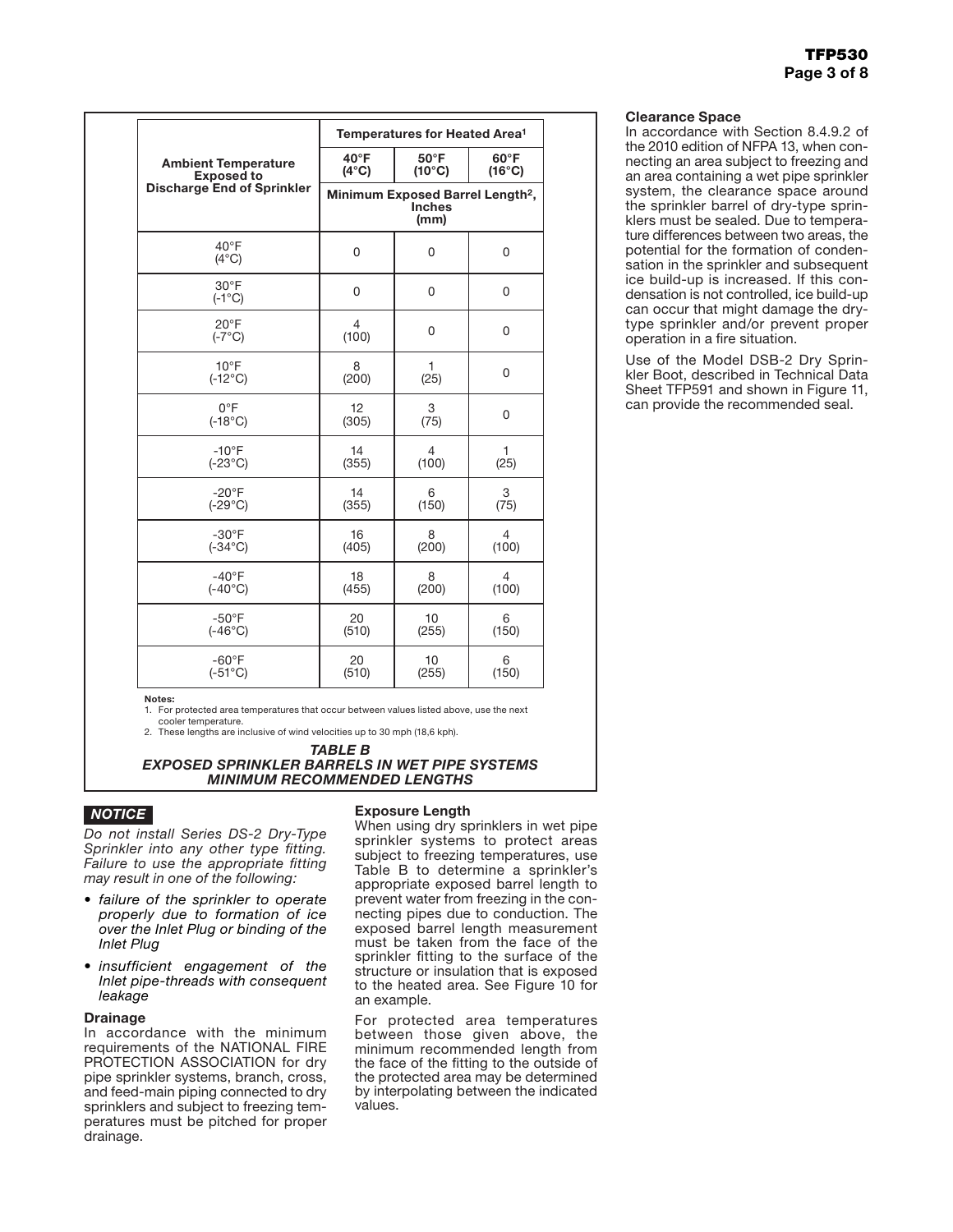| Ambient Temperature Exposed to Discharge End of Sprinkler | Temperatures for Heated Area[1] | | |
|---|---|---|---|
| | 40°F (4°C) | 50°F (10°C) | 60°F (16°C) |
| | Minimum Exposed Barrel Length[2], Inches (mm) | | |
| 40°F (4°C) | 0 | 0 | 0 |
| 30°F (-1°C) | 0 | 0 | 0 |
| 20°F (-7°C) | 4 (100) | 0 | 0 |
| 10°F (-12°C) | 8 (200) | 1 (25) | 0 |
| 0°F (-18°C) | 12 (305) | 3 (75) | 0 |
| -10°F (-23°C) | 14 (355) | 4 (100) | 1 (25) |
| -20°F (-29°C) | 14 (355) | 6 (150) | 3 (75) |
| -30°F (-34°C) | 16 (405) | 8 (200) | 4 (100) |
| -40°F (-40°C) | 18 (455) | 8 (200) | 4 (100) |
| -50°F (-46°C) | 20 (510) | 10 (255) | 6 (150) |
| -60°F (-51°C) | 20 (510) | 10 (255) | 6 (150) |

**Notes:**
1. For protected area temperatures that occur between values listed above, use the next cooler temperature.
2. These lengths are inclusive of wind velocities up to 30 mph (18,6 kph).

***TABLE B***
***EXPOSED SPRINKLER BARRELS IN WET PIPE SYSTEMS MINIMUM RECOMMENDED LENGTHS***

***NOTICE***

*Do not install Series DS-2 Dry-Type Sprinkler into any other type fitting. Failure to use the appropriate fitting may result in one of the following:*

- *failure of the sprinkler to operate properly due to formation of ice over the Inlet Plug or binding of the Inlet Plug*
- *insufficient engagement of the Inlet pipe-threads with consequent leakage*

**Drainage**

In accordance with the minimum requirements of the NATIONAL FIRE PROTECTION ASSOCIATION for dry pipe sprinkler systems, branch, cross, and feed-main piping connected to dry sprinklers and subject to freezing temperatures must be pitched for proper drainage.

**Exposure Length**

When using dry sprinklers in wet pipe sprinkler systems to protect areas subject to freezing temperatures, use Table B to determine a sprinkler's appropriate exposed barrel length to prevent water from freezing in the connecting pipes due to conduction. The exposed barrel length measurement must be taken from the face of the sprinkler fitting to the surface of the structure or insulation that is exposed to the heated area. See Figure 10 for an example.

For protected area temperatures between those given above, the minimum recommended length from the face of the fitting to the outside of the protected area may be determined by interpolating between the indicated values.

**Clearance Space**

In accordance with Section 8.4.9.2 of the 2010 edition of NFPA 13, when connecting an area subject to freezing and an area containing a wet pipe sprinkler system, the clearance space around the sprinkler barrel of dry-type sprinklers must be sealed. Due to temperature differences between two areas, the potential for the formation of condensation in the sprinkler and subsequent ice build-up is increased. If this condensation is not controlled, ice build-up can occur that might damage the dry-type sprinkler and/or prevent proper operation in a fire situation.

Use of the Model DSB-2 Dry Sprinkler Boot, described in Technical Data Sheet TFP591 and shown in Figure 11, can provide the recommended seal.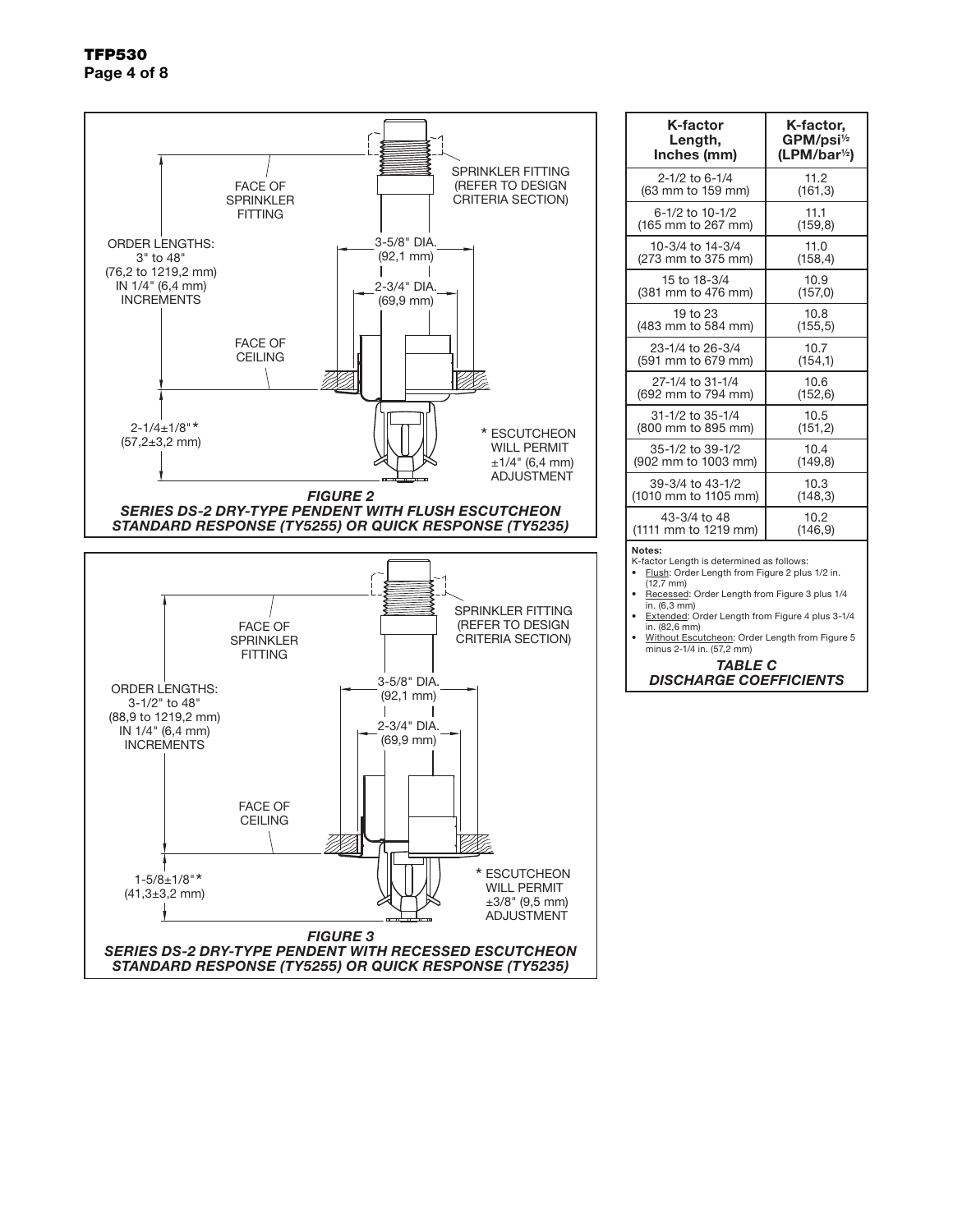FACE OF SPRINKLER FITTING

SPRINKLER FITTING (REFER TO DESIGN CRITERIA SECTION)

ORDER LENGTHS: 3" to 48" (76,2 to 1219,2 mm) IN 1/4" (6,4 mm) INCREMENTS

3-5/8" DIA. (92,1 mm)

2-3/4" DIA. (69,9 mm)

FACE OF CEILING

2-1/4±1/8"* (57,2±3,2 mm)

* ESCUTCHEON WILL PERMIT ±1/4" (6,4 mm) ADJUSTMENT

***FIGURE 2***
***SERIES DS-2 DRY-TYPE PENDENT WITH FLUSH ESCUTCHEON STANDARD RESPONSE (TY5255) OR QUICK RESPONSE (TY5235)***

FACE OF SPRINKLER FITTING

SPRINKLER FITTING (REFER TO DESIGN CRITERIA SECTION)

ORDER LENGTHS: 3-1/2" to 48" (88,9 to 1219,2 mm) IN 1/4" (6,4 mm) INCREMENTS

3-5/8" DIA. (92,1 mm)

2-3/4" DIA. (69,9 mm)

FACE OF CEILING

1-5/8±1/8"* (41,3±3,2 mm)

* ESCUTCHEON WILL PERMIT ±3/8" (9,5 mm) ADJUSTMENT

***FIGURE 3***
***SERIES DS-2 DRY-TYPE PENDENT WITH RECESSED ESCUTCHEON STANDARD RESPONSE (TY5255) OR QUICK RESPONSE (TY5235)***

| K-factor Length, Inches (mm) | K-factor, GPM/psi½ (LPM/bar½) |
|---|---|
| 2-1/2 to 6-1/4 (63 mm to 159 mm) | 11.2 (161,3) |
| 6-1/2 to 10-1/2 (165 mm to 267 mm) | 11.1 (159,8) |
| 10-3/4 to 14-3/4 (273 mm to 375 mm) | 11.0 (158,4) |
| 15 to 18-3/4 (381 mm to 476 mm) | 10.9 (157,0) |
| 19 to 23 (483 mm to 584 mm) | 10.8 (155,5) |
| 23-1/4 to 26-3/4 (591 mm to 679 mm) | 10.7 (154,1) |
| 27-1/4 to 31-1/4 (692 mm to 794 mm) | 10.6 (152,6) |
| 31-1/2 to 35-1/4 (800 mm to 895 mm) | 10.5 (151,2) |
| 35-1/2 to 39-1/2 (902 mm to 1003 mm) | 10.4 (149,8) |
| 39-3/4 to 43-1/2 (1010 mm to 1105 mm) | 10.3 (148,3) |
| 43-3/4 to 48 (1111 mm to 1219 mm) | 10.2 (146,9) |

**Notes:**
K-factor Length is determined as follows:

- Flush: Order Length from Figure 2 plus 1/2 in. (12,7 mm)
- Recessed: Order Length from Figure 3 plus 1/4 in. (6,3 mm)
- Extended: Order Length from Figure 4 plus 3-1/4 in. (82,6 mm)
- Without Escutcheon: Order Length from Figure 5 minus 2-1/4 in. (57,2 mm)

***TABLE C***
***DISCHARGE COEFFICIENTS***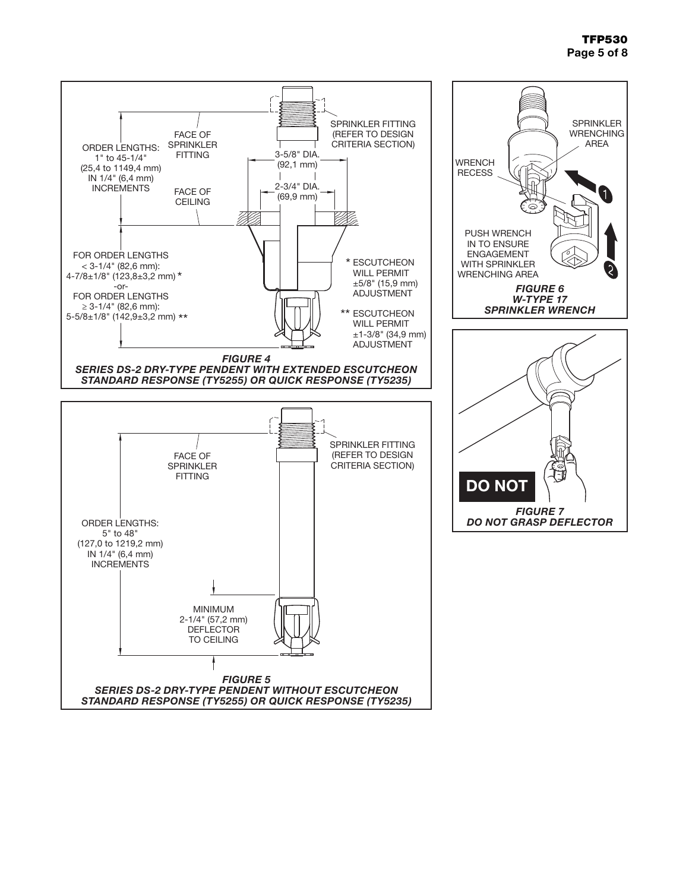FACE OF SPRINKLER FITTING

SPRINKLER FITTING (REFER TO DESIGN CRITERIA SECTION)

ORDER LENGTHS: 1" to 45-1/4" (25,4 to 1149,4 mm) IN 1/4" (6,4 mm) INCREMENTS

3-5/8" DIA. (92,1 mm)

2-3/4" DIA. (69,9 mm)

FACE OF CEILING

FOR ORDER LENGTHS < 3-1/4" (82,6 mm): 4-7/8±1/8" (123,8±3,2 mm) *
-or-
FOR ORDER LENGTHS ≥ 3-1/4" (82,6 mm): 5-5/8±1/8" (142,9±3,2 mm) **

* ESCUTCHEON WILL PERMIT ±5/8" (15,9 mm) ADJUSTMENT

** ESCUTCHEON WILL PERMIT ±1-3/8" (34,9 mm) ADJUSTMENT

***FIGURE 4***
***SERIES DS-2 DRY-TYPE PENDENT WITH EXTENDED ESCUTCHEON STANDARD RESPONSE (TY5255) OR QUICK RESPONSE (TY5235)***

FACE OF SPRINKLER FITTING

SPRINKLER FITTING (REFER TO DESIGN CRITERIA SECTION)

ORDER LENGTHS: 5" to 48" (127,0 to 1219,2 mm) IN 1/4" (6,4 mm) INCREMENTS

MINIMUM 2-1/4" (57,2 mm) DEFLECTOR TO CEILING

***FIGURE 5***
***SERIES DS-2 DRY-TYPE PENDENT WITHOUT ESCUTCHEON STANDARD RESPONSE (TY5255) OR QUICK RESPONSE (TY5235)***

SPRINKLER WRENCHING AREA

WRENCH RECESS

PUSH WRENCH IN TO ENSURE ENGAGEMENT WITH SPRINKLER WRENCHING AREA

1

2

***FIGURE 6***
***W-TYPE 17 SPRINKLER WRENCH***

DO NOT

***FIGURE 7***
***DO NOT GRASP DEFLECTOR***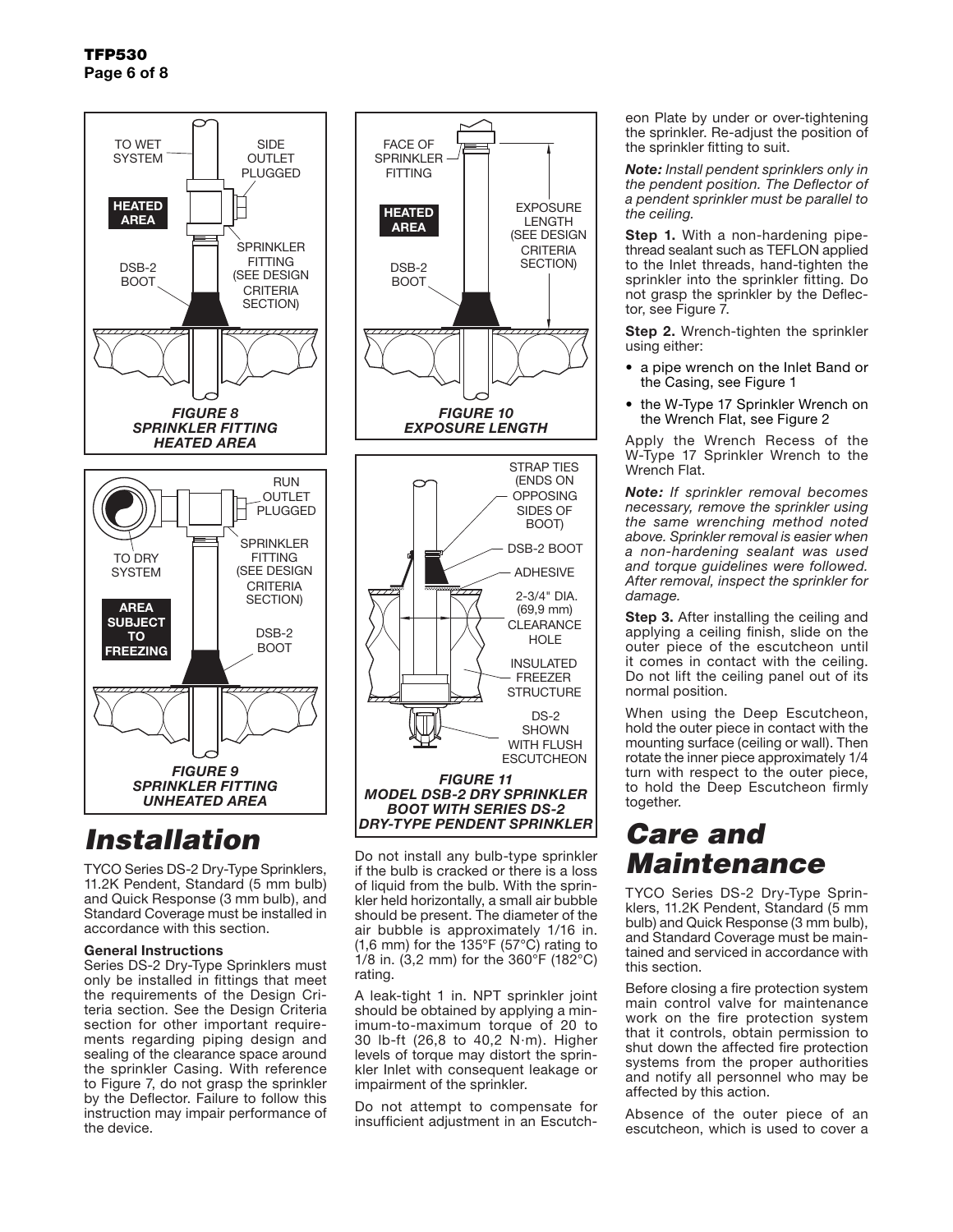*FIGURE 8*
*SPRINKLER FITTING HEATED AREA*

*FIGURE 9*
*SPRINKLER FITTING UNHEATED AREA*

*FIGURE 10*
*EXPOSURE LENGTH*

*FIGURE 11*
*MODEL DSB-2 DRY SPRINKLER BOOT WITH SERIES DS-2 DRY-TYPE PENDENT SPRINKLER*

# Installation

TYCO Series DS-2 Dry-Type Sprinklers, 11.2K Pendent, Standard (5 mm bulb) and Quick Response (3 mm bulb), and Standard Coverage must be installed in accordance with this section.

**General Instructions**

Series DS-2 Dry-Type Sprinklers must only be installed in fittings that meet the requirements of the Design Criteria section. See the Design Criteria section for other important requirements regarding piping design and sealing of the clearance space around the sprinkler Casing. With reference to Figure 7, do not grasp the sprinkler by the Deflector. Failure to follow this instruction may impair performance of the device.

Do not install any bulb-type sprinkler if the bulb is cracked or there is a loss of liquid from the bulb. With the sprinkler held horizontally, a small air bubble should be present. The diameter of the air bubble is approximately 1/16 in. (1,6 mm) for the 135°F (57°C) rating to 1/8 in. (3,2 mm) for the 360°F (182°C) rating.

A leak-tight 1 in. NPT sprinkler joint should be obtained by applying a minimum-to-maximum torque of 20 to 30 lb-ft (26,8 to 40,2 N·m). Higher levels of torque may distort the sprinkler Inlet with consequent leakage or impairment of the sprinkler.

Do not attempt to compensate for insufficient adjustment in an Escutcheon Plate by under or over-tightening the sprinkler. Re-adjust the position of the sprinkler fitting to suit.

***Note:** Install pendent sprinklers only in the pendent position. The Deflector of a pendent sprinkler must be parallel to the ceiling.*

**Step 1.** With a non-hardening pipe-thread sealant such as TEFLON applied to the Inlet threads, hand-tighten the sprinkler into the sprinkler fitting. Do not grasp the sprinkler by the Deflector, see Figure 7.

**Step 2.** Wrench-tighten the sprinkler using either:

- a pipe wrench on the Inlet Band or the Casing, see Figure 1
- the W-Type 17 Sprinkler Wrench on the Wrench Flat, see Figure 2

Apply the Wrench Recess of the W-Type 17 Sprinkler Wrench to the Wrench Flat.

***Note:** If sprinkler removal becomes necessary, remove the sprinkler using the same wrenching method noted above. Sprinkler removal is easier when a non-hardening sealant was used and torque guidelines were followed. After removal, inspect the sprinkler for damage.*

**Step 3.** After installing the ceiling and applying a ceiling finish, slide on the outer piece of the escutcheon until it comes in contact with the ceiling. Do not lift the ceiling panel out of its normal position.

When using the Deep Escutcheon, hold the outer piece in contact with the mounting surface (ceiling or wall). Then rotate the inner piece approximately 1/4 turn with respect to the outer piece, to hold the Deep Escutcheon firmly together.

# Care and Maintenance

TYCO Series DS-2 Dry-Type Sprinklers, 11.2K Pendent, Standard (5 mm bulb) and Quick Response (3 mm bulb), and Standard Coverage must be maintained and serviced in accordance with this section.

Before closing a fire protection system main control valve for maintenance work on the fire protection system that it controls, obtain permission to shut down the affected fire protection systems from the proper authorities and notify all personnel who may be affected by this action.

Absence of the outer piece of an escutcheon, which is used to cover a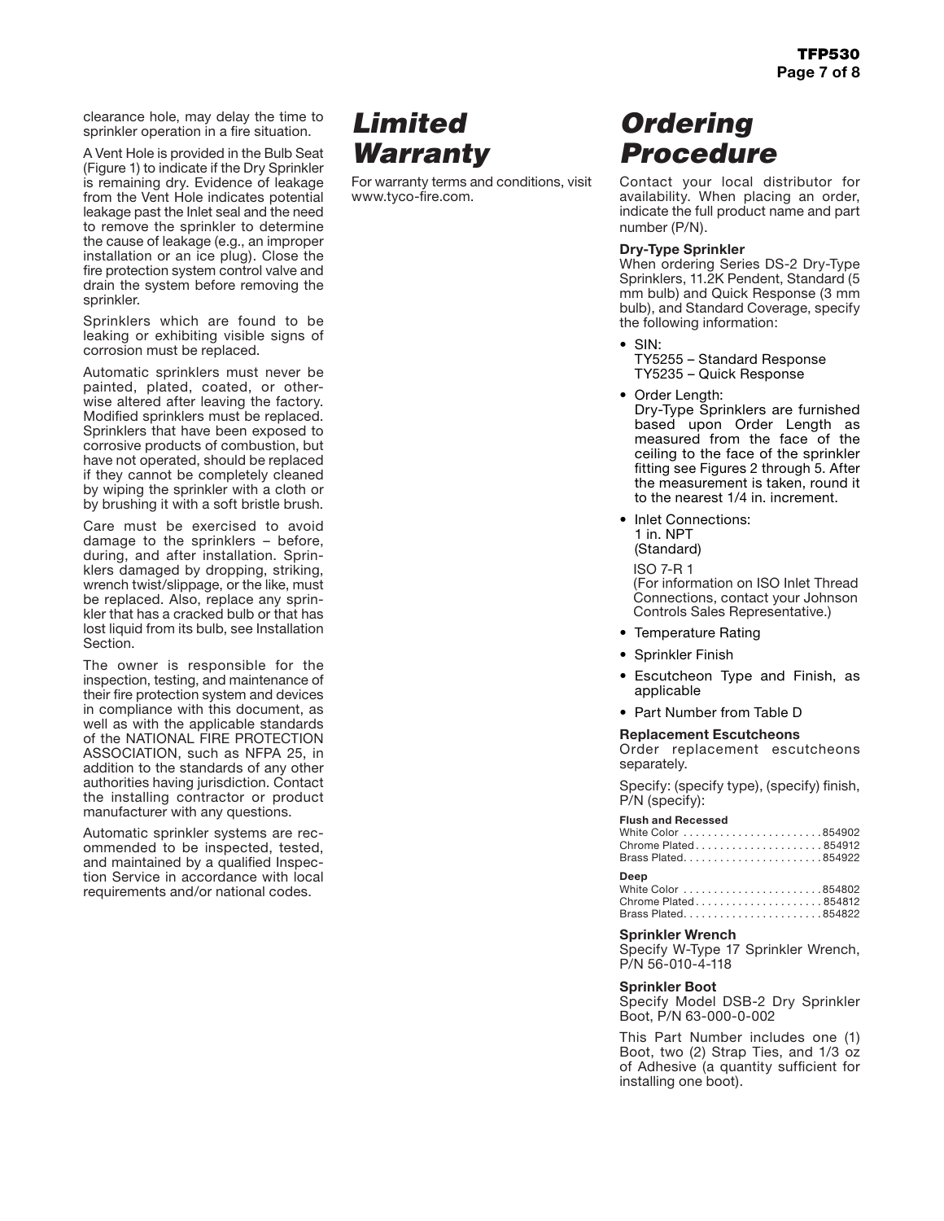clearance hole, may delay the time to sprinkler operation in a fire situation.

A Vent Hole is provided in the Bulb Seat (Figure 1) to indicate if the Dry Sprinkler is remaining dry. Evidence of leakage from the Vent Hole indicates potential leakage past the Inlet seal and the need to remove the sprinkler to determine the cause of leakage (e.g., an improper installation or an ice plug). Close the fire protection system control valve and drain the system before removing the sprinkler.

Sprinklers which are found to be leaking or exhibiting visible signs of corrosion must be replaced.

Automatic sprinklers must never be painted, plated, coated, or otherwise altered after leaving the factory. Modified sprinklers must be replaced. Sprinklers that have been exposed to corrosive products of combustion, but have not operated, should be replaced if they cannot be completely cleaned by wiping the sprinkler with a cloth or by brushing it with a soft bristle brush.

Care must be exercised to avoid damage to the sprinklers – before, during, and after installation. Sprinklers damaged by dropping, striking, wrench twist/slippage, or the like, must be replaced. Also, replace any sprinkler that has a cracked bulb or that has lost liquid from its bulb, see Installation Section.

The owner is responsible for the inspection, testing, and maintenance of their fire protection system and devices in compliance with this document, as well as with the applicable standards of the NATIONAL FIRE PROTECTION ASSOCIATION, such as NFPA 25, in addition to the standards of any other authorities having jurisdiction. Contact the installing contractor or product manufacturer with any questions.

Automatic sprinkler systems are recommended to be inspected, tested, and maintained by a qualified Inspection Service in accordance with local requirements and/or national codes.

# Limited Warranty

For warranty terms and conditions, visit www.tyco-fire.com.

# Ordering Procedure

Contact your local distributor for availability. When placing an order, indicate the full product name and part number (P/N).

**Dry-Type Sprinkler**

When ordering Series DS-2 Dry-Type Sprinklers, 11.2K Pendent, Standard (5 mm bulb) and Quick Response (3 mm bulb), and Standard Coverage, specify the following information:

- SIN:
  TY5255 – Standard Response
  TY5235 – Quick Response
- Order Length:
  Dry-Type Sprinklers are furnished based upon Order Length as measured from the face of the ceiling to the face of the sprinkler fitting see Figures 2 through 5. After the measurement is taken, round it to the nearest 1/4 in. increment.
- Inlet Connections:
  1 in. NPT
  (Standard)

  ISO 7-R 1
  (For information on ISO Inlet Thread Connections, contact your Johnson Controls Sales Representative.)
- Temperature Rating
- Sprinkler Finish
- Escutcheon Type and Finish, as applicable
- Part Number from Table D

**Replacement Escutcheons**

Order replacement escutcheons separately.

Specify: (specify type), (specify) finish, P/N (specify):

**Flush and Recessed**

White Color . . . . . . . . . . . . . . . . . . . . . . 854902
Chrome Plated . . . . . . . . . . . . . . . . . . . . 854912
Brass Plated . . . . . . . . . . . . . . . . . . . . . . 854922

**Deep**

White Color . . . . . . . . . . . . . . . . . . . . . . 854802
Chrome Plated . . . . . . . . . . . . . . . . . . . . 854812
Brass Plated . . . . . . . . . . . . . . . . . . . . . . 854822

**Sprinkler Wrench**

Specify W-Type 17 Sprinkler Wrench, P/N 56-010-4-118

**Sprinkler Boot**

Specify Model DSB-2 Dry Sprinkler Boot, P/N 63-000-0-002

This Part Number includes one (1) Boot, two (2) Strap Ties, and 1/3 oz of Adhesive (a quantity sufficient for installing one boot).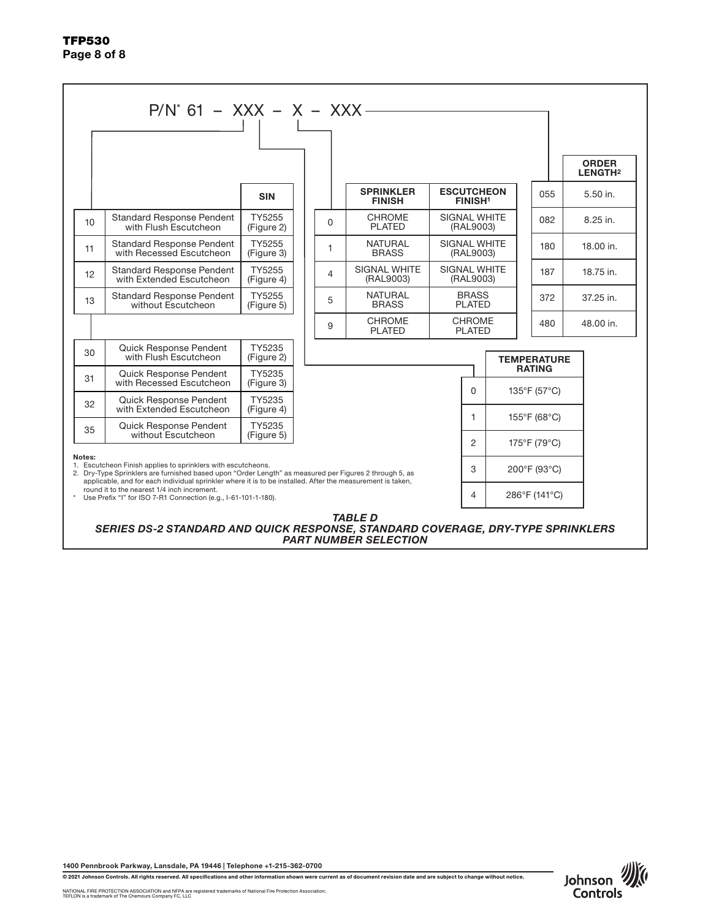P/N* 61 – XXX – X – XXX

| | | SIN |
|---|---|---|
| 10 | Standard Response Pendent with Flush Escutcheon | TY5255 (Figure 2) |
| 11 | Standard Response Pendent with Recessed Escutcheon | TY5255 (Figure 3) |
| 12 | Standard Response Pendent with Extended Escutcheon | TY5255 (Figure 4) |
| 13 | Standard Response Pendent without Escutcheon | TY5255 (Figure 5) |
| 30 | Quick Response Pendent with Flush Escutcheon | TY5235 (Figure 2) |
| 31 | Quick Response Pendent with Recessed Escutcheon | TY5235 (Figure 3) |
| 32 | Quick Response Pendent with Extended Escutcheon | TY5235 (Figure 4) |
| 35 | Quick Response Pendent without Escutcheon | TY5235 (Figure 5) |

| | SPRINKLER FINISH | ESCUTCHEON FINISH[1] |
|---|---|---|
| 0 | CHROME PLATED | SIGNAL WHITE (RAL9003) |
| 1 | NATURAL BRASS | SIGNAL WHITE (RAL9003) |
| 4 | SIGNAL WHITE (RAL9003) | SIGNAL WHITE (RAL9003) |
| 5 | NATURAL BRASS | BRASS PLATED |
| 9 | CHROME PLATED | CHROME PLATED |

| | ORDER LENGTH[2] |
|---|---|
| 055 | 5.50 in. |
| 082 | 8.25 in. |
| 180 | 18.00 in. |
| 187 | 18.75 in. |
| 372 | 37.25 in. |
| 480 | 48.00 in. |

| | TEMPERATURE RATING |
|---|---|
| 0 | 135°F (57°C) |
| 1 | 155°F (68°C) |
| 2 | 175°F (79°C) |
| 3 | 200°F (93°C) |
| 4 | 286°F (141°C) |

**Notes:**
1. Escutcheon Finish applies to sprinklers with escutcheons.
2. Dry-Type Sprinklers are furnished based upon "Order Length" as measured per Figures 2 through 5, as applicable, and for each individual sprinkler where it is to be installed. After the measurement is taken, round it to the nearest 1/4 inch increment.

\* Use Prefix "I" for ISO 7-R1 Connection (e.g., I-61-101-1-180).

***TABLE D***
***SERIES DS-2 STANDARD AND QUICK RESPONSE, STANDARD COVERAGE, DRY-TYPE SPRINKLERS PART NUMBER SELECTION***

1400 Pennbrook Parkway, Lansdale, PA 19446 | Telephone +1-215-362-0700

© 2021 Johnson Controls. All rights reserved. All specifications and other information shown were current as of document revision date and are subject to change without notice.

NATIONAL FIRE PROTECTION ASSOCIATION and NFPA are registered trademarks of National Fire Protection Association; TEFLON is a trademark of The Chemours Company FC, LLC